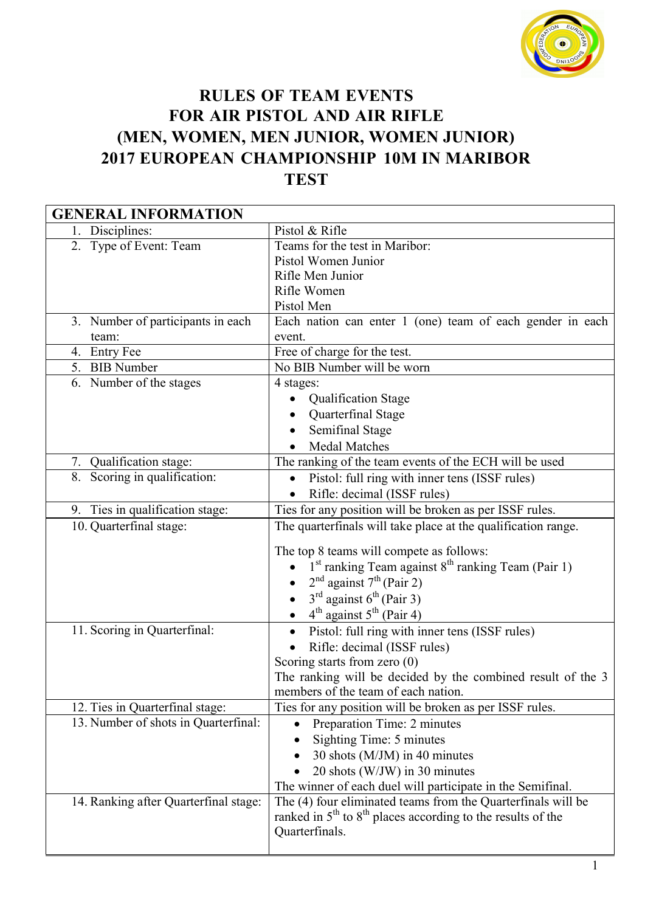# RULES OF TEAM EVENTS FOR AIR PISTOL AND AIR RIFLE (MEN, WOMEN, MEN JUNIOR, WOMEN JUNIOR) 2017 EUROPEAN CHAMPIONSHIP 10M IN MARIBOR TEST

| GENERAL INFORMATION | |
|---|---|
| 1. Disciplines: | Pistol & Rifle |
| 2. Type of Event: Team | Teams for the test in Maribor:<br>Pistol Women Junior<br>Rifle Men Junior<br>Rifle Women<br>Pistol Men |
| 3. Number of participants in each team: | Each nation can enter 1 (one) team of each gender in each event. |
| 4. Entry Fee | Free of charge for the test. |
| 5. BIB Number | No BIB Number will be worn |
| 6. Number of the stages | 4 stages:<br>• Qualification Stage<br>• Quarterfinal Stage<br>• Semifinal Stage<br>• Medal Matches |
| 7. Qualification stage: | The ranking of the team events of the ECH will be used |
| 8. Scoring in qualification: | • Pistol: full ring with inner tens (ISSF rules)<br>• Rifle: decimal (ISSF rules) |
| 9. Ties in qualification stage: | Ties for any position will be broken as per ISSF rules. |
| 10. Quarterfinal stage: | The quarterfinals will take place at the qualification range.<br><br>The top 8 teams will compete as follows:<br>• 1st ranking Team against 8th ranking Team (Pair 1)<br>• 2nd against 7th (Pair 2)<br>• 3rd against 6th (Pair 3)<br>• 4th against 5th (Pair 4) |
| 11. Scoring in Quarterfinal: | • Pistol: full ring with inner tens (ISSF rules)<br>• Rifle: decimal (ISSF rules)<br>Scoring starts from zero (0)<br>The ranking will be decided by the combined result of the 3 members of the team of each nation. |
| 12. Ties in Quarterfinal stage: | Ties for any position will be broken as per ISSF rules. |
| 13. Number of shots in Quarterfinal: | • Preparation Time: 2 minutes<br>• Sighting Time: 5 minutes<br>• 30 shots (M/JM) in 40 minutes<br>• 20 shots (W/JW) in 30 minutes<br>The winner of each duel will participate in the Semifinal. |
| 14. Ranking after Quarterfinal stage: | The (4) four eliminated teams from the Quarterfinals will be ranked in 5th to 8th places according to the results of the Quarterfinals. |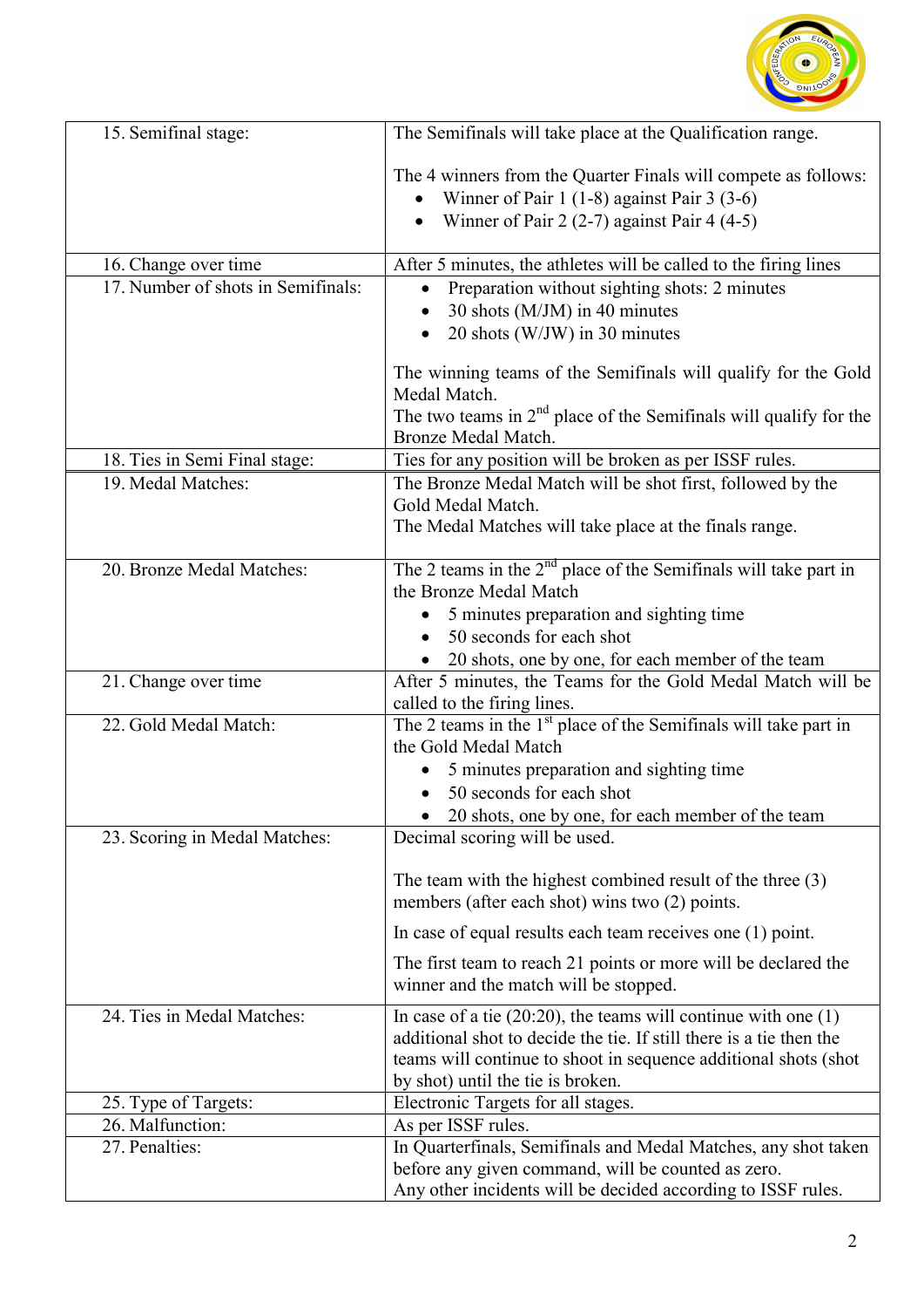| | |
|---|---|
| 15. Semifinal stage: | The Semifinals will take place at the Qualification range.<br><br>The 4 winners from the Quarter Finals will compete as follows:<br>• Winner of Pair 1 (1-8) against Pair 3 (3-6)<br>• Winner of Pair 2 (2-7) against Pair 4 (4-5) |
| 16. Change over time | After 5 minutes, the athletes will be called to the firing lines |
| 17. Number of shots in Semifinals: | • Preparation without sighting shots: 2 minutes<br>• 30 shots (M/JM) in 40 minutes<br>• 20 shots (W/JW) in 30 minutes<br><br>The winning teams of the Semifinals will qualify for the Gold Medal Match.<br>The two teams in 2nd place of the Semifinals will qualify for the Bronze Medal Match. |
| 18. Ties in Semi Final stage: | Ties for any position will be broken as per ISSF rules. |
| 19. Medal Matches: | The Bronze Medal Match will be shot first, followed by the Gold Medal Match.<br>The Medal Matches will take place at the finals range. |
| 20. Bronze Medal Matches: | The 2 teams in the 2nd place of the Semifinals will take part in the Bronze Medal Match<br>• 5 minutes preparation and sighting time<br>• 50 seconds for each shot<br>• 20 shots, one by one, for each member of the team |
| 21. Change over time | After 5 minutes, the Teams for the Gold Medal Match will be called to the firing lines. |
| 22. Gold Medal Match: | The 2 teams in the 1st place of the Semifinals will take part in the Gold Medal Match<br>• 5 minutes preparation and sighting time<br>• 50 seconds for each shot<br>• 20 shots, one by one, for each member of the team |
| 23. Scoring in Medal Matches: | Decimal scoring will be used.<br><br>The team with the highest combined result of the three (3) members (after each shot) wins two (2) points.<br><br>In case of equal results each team receives one (1) point.<br><br>The first team to reach 21 points or more will be declared the winner and the match will be stopped. |
| 24. Ties in Medal Matches: | In case of a tie (20:20), the teams will continue with one (1) additional shot to decide the tie. If still there is a tie then the teams will continue to shoot in sequence additional shots (shot by shot) until the tie is broken. |
| 25. Type of Targets: | Electronic Targets for all stages. |
| 26. Malfunction: | As per ISSF rules. |
| 27. Penalties: | In Quarterfinals, Semifinals and Medal Matches, any shot taken before any given command, will be counted as zero.<br>Any other incidents will be decided according to ISSF rules. |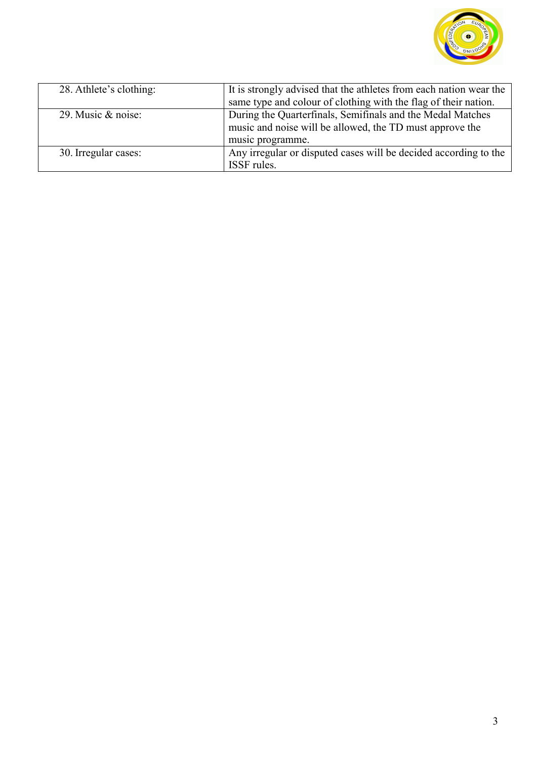| | |
|---|---|
| 28. Athlete's clothing: | It is strongly advised that the athletes from each nation wear the same type and colour of clothing with the flag of their nation. |
| 29. Music & noise: | During the Quarterfinals, Semifinals and the Medal Matches music and noise will be allowed, the TD must approve the music programme. |
| 30. Irregular cases: | Any irregular or disputed cases will be decided according to the ISSF rules. |